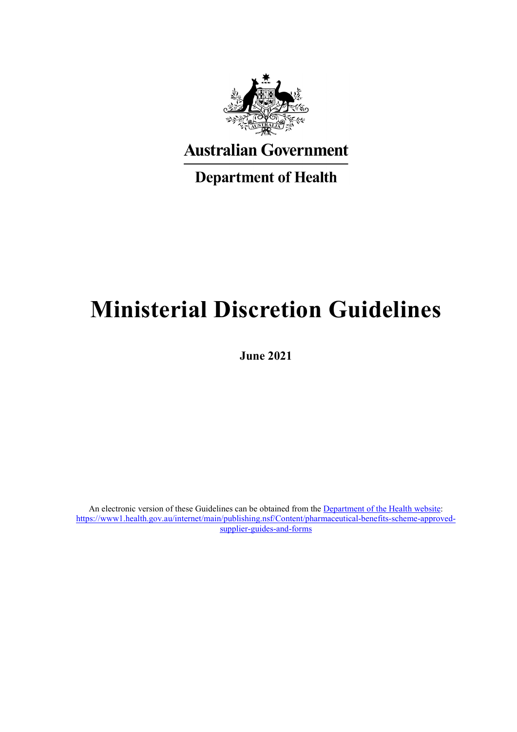Australian Government

Department of Health

# Ministerial Discretion Guidelines

**June 2021**

An electronic version of these Guidelines can be obtained from the [Department of the Health website](https://www1.health.gov.au/internet/main/publishing.nsf/Content/pharmaceutical-benefits-scheme-approved-supplier-guides-and-forms): [https://www1.health.gov.au/internet/main/publishing.nsf/Content/pharmaceutical-benefits-scheme-approved-supplier-guides-and-forms](https://www1.health.gov.au/internet/main/publishing.nsf/Content/pharmaceutical-benefits-scheme-approved-supplier-guides-and-forms)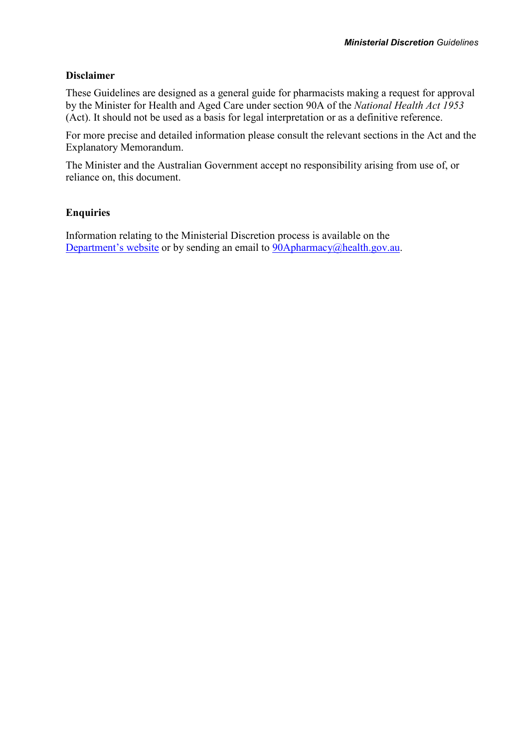## Disclaimer

These Guidelines are designed as a general guide for pharmacists making a request for approval by the Minister for Health and Aged Care under section 90A of the *National Health Act 1953* (Act). It should not be used as a basis for legal interpretation or as a definitive reference.

For more precise and detailed information please consult the relevant sections in the Act and the Explanatory Memorandum.

The Minister and the Australian Government accept no responsibility arising from use of, or reliance on, this document.

## Enquiries

Information relating to the Ministerial Discretion process is available on the Department's website or by sending an email to 90Apharmacy@health.gov.au.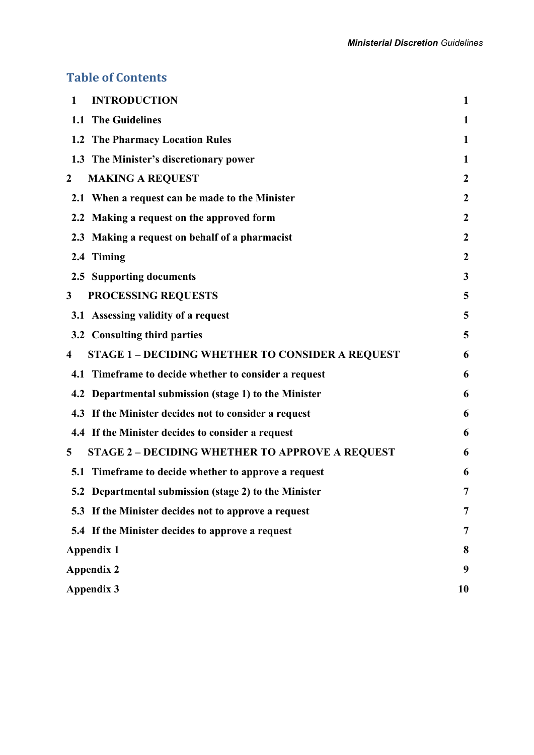## Table of Contents

| | |
|---|---|
| **1 INTRODUCTION** | **1** |
| **1.1 The Guidelines** | **1** |
| **1.2 The Pharmacy Location Rules** | **1** |
| **1.3 The Minister's discretionary power** | **1** |
| **2 MAKING A REQUEST** | **2** |
| **2.1 When a request can be made to the Minister** | **2** |
| **2.2 Making a request on the approved form** | **2** |
| **2.3 Making a request on behalf of a pharmacist** | **2** |
| **2.4 Timing** | **2** |
| **2.5 Supporting documents** | **3** |
| **3 PROCESSING REQUESTS** | **5** |
| **3.1 Assessing validity of a request** | **5** |
| **3.2 Consulting third parties** | **5** |
| **4 STAGE 1 – DECIDING WHETHER TO CONSIDER A REQUEST** | **6** |
| **4.1 Timeframe to decide whether to consider a request** | **6** |
| **4.2 Departmental submission (stage 1) to the Minister** | **6** |
| **4.3 If the Minister decides not to consider a request** | **6** |
| **4.4 If the Minister decides to consider a request** | **6** |
| **5 STAGE 2 – DECIDING WHETHER TO APPROVE A REQUEST** | **6** |
| **5.1 Timeframe to decide whether to approve a request** | **6** |
| **5.2 Departmental submission (stage 2) to the Minister** | **7** |
| **5.3 If the Minister decides not to approve a request** | **7** |
| **5.4 If the Minister decides to approve a request** | **7** |
| **Appendix 1** | **8** |
| **Appendix 2** | **9** |
| **Appendix 3** | **10** |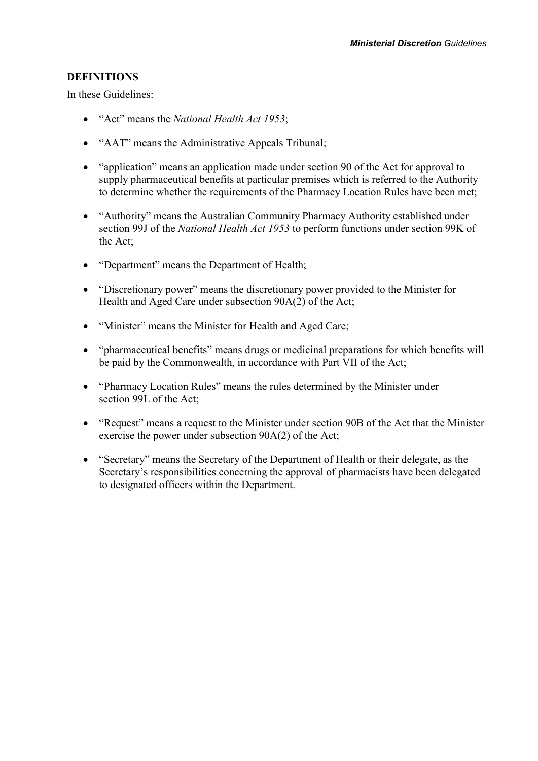## DEFINITIONS

In these Guidelines:

- "Act" means the *National Health Act 1953*;
- "AAT" means the Administrative Appeals Tribunal;
- "application" means an application made under section 90 of the Act for approval to supply pharmaceutical benefits at particular premises which is referred to the Authority to determine whether the requirements of the Pharmacy Location Rules have been met;
- "Authority" means the Australian Community Pharmacy Authority established under section 99J of the *National Health Act 1953* to perform functions under section 99K of the Act;
- "Department" means the Department of Health;
- "Discretionary power" means the discretionary power provided to the Minister for Health and Aged Care under subsection 90A(2) of the Act;
- "Minister" means the Minister for Health and Aged Care;
- "pharmaceutical benefits" means drugs or medicinal preparations for which benefits will be paid by the Commonwealth, in accordance with Part VII of the Act;
- "Pharmacy Location Rules" means the rules determined by the Minister under section 99L of the Act;
- "Request" means a request to the Minister under section 90B of the Act that the Minister exercise the power under subsection 90A(2) of the Act;
- "Secretary" means the Secretary of the Department of Health or their delegate, as the Secretary's responsibilities concerning the approval of pharmacists have been delegated to designated officers within the Department.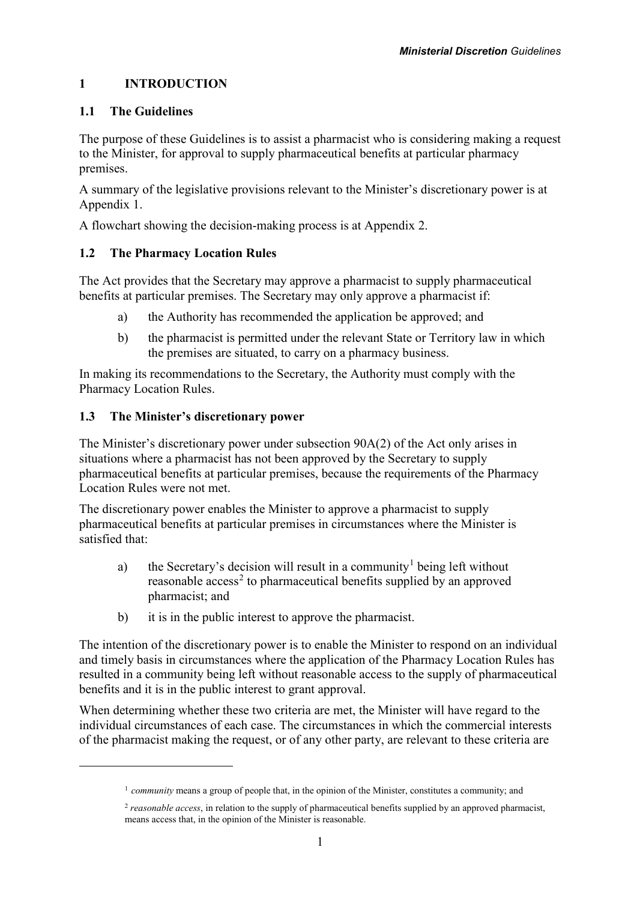# 1 INTRODUCTION

## 1.1 The Guidelines

The purpose of these Guidelines is to assist a pharmacist who is considering making a request to the Minister, for approval to supply pharmaceutical benefits at particular pharmacy premises.

A summary of the legislative provisions relevant to the Minister's discretionary power is at Appendix 1.

A flowchart showing the decision-making process is at Appendix 2.

## 1.2 The Pharmacy Location Rules

The Act provides that the Secretary may approve a pharmacist to supply pharmaceutical benefits at particular premises. The Secretary may only approve a pharmacist if:

a) the Authority has recommended the application be approved; and

b) the pharmacist is permitted under the relevant State or Territory law in which the premises are situated, to carry on a pharmacy business.

In making its recommendations to the Secretary, the Authority must comply with the Pharmacy Location Rules.

## 1.3 The Minister's discretionary power

The Minister's discretionary power under subsection 90A(2) of the Act only arises in situations where a pharmacist has not been approved by the Secretary to supply pharmaceutical benefits at particular premises, because the requirements of the Pharmacy Location Rules were not met.

The discretionary power enables the Minister to approve a pharmacist to supply pharmaceutical benefits at particular premises in circumstances where the Minister is satisfied that:

a) the Secretary's decision will result in a community[1] being left without reasonable access[2] to pharmaceutical benefits supplied by an approved pharmacist; and

b) it is in the public interest to approve the pharmacist.

The intention of the discretionary power is to enable the Minister to respond on an individual and timely basis in circumstances where the application of the Pharmacy Location Rules has resulted in a community being left without reasonable access to the supply of pharmaceutical benefits and it is in the public interest to grant approval.

When determining whether these two criteria are met, the Minister will have regard to the individual circumstances of each case. The circumstances in which the commercial interests of the pharmacist making the request, or of any other party, are relevant to these criteria are

---

[1] *community* means a group of people that, in the opinion of the Minister, constitutes a community; and

[2] *reasonable access*, in relation to the supply of pharmaceutical benefits supplied by an approved pharmacist, means access that, in the opinion of the Minister is reasonable.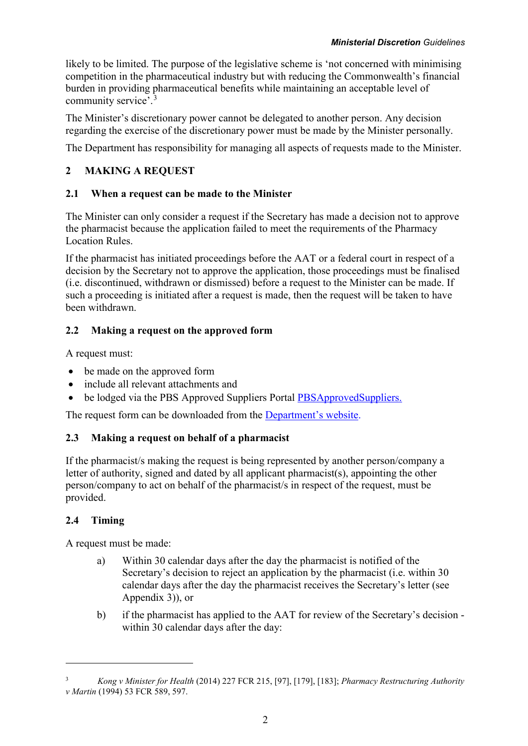likely to be limited. The purpose of the legislative scheme is 'not concerned with minimising competition in the pharmaceutical industry but with reducing the Commonwealth's financial burden in providing pharmaceutical benefits while maintaining an acceptable level of community service'.[3]

The Minister's discretionary power cannot be delegated to another person. Any decision regarding the exercise of the discretionary power must be made by the Minister personally.

The Department has responsibility for managing all aspects of requests made to the Minister.

## 2 MAKING A REQUEST

### 2.1 When a request can be made to the Minister

The Minister can only consider a request if the Secretary has made a decision not to approve the pharmacist because the application failed to meet the requirements of the Pharmacy Location Rules.

If the pharmacist has initiated proceedings before the AAT or a federal court in respect of a decision by the Secretary not to approve the application, those proceedings must be finalised (i.e. discontinued, withdrawn or dismissed) before a request to the Minister can be made. If such a proceeding is initiated after a request is made, then the request will be taken to have been withdrawn.

### 2.2 Making a request on the approved form

A request must:

- be made on the approved form
- include all relevant attachments and
- be lodged via the PBS Approved Suppliers Portal [PBSApprovedSuppliers.]()

The request form can be downloaded from the [Department's website]().

### 2.3 Making a request on behalf of a pharmacist

If the pharmacist/s making the request is being represented by another person/company a letter of authority, signed and dated by all applicant pharmacist(s), appointing the other person/company to act on behalf of the pharmacist/s in respect of the request, must be provided.

### 2.4 Timing

A request must be made:

a) Within 30 calendar days after the day the pharmacist is notified of the Secretary's decision to reject an application by the pharmacist (i.e. within 30 calendar days after the day the pharmacist receives the Secretary's letter (see Appendix 3)), or

b) if the pharmacist has applied to the AAT for review of the Secretary's decision - within 30 calendar days after the day:

---

[3] *Kong v Minister for Health* (2014) 227 FCR 215, [97], [179], [183]; *Pharmacy Restructuring Authority v Martin* (1994) 53 FCR 589, 597.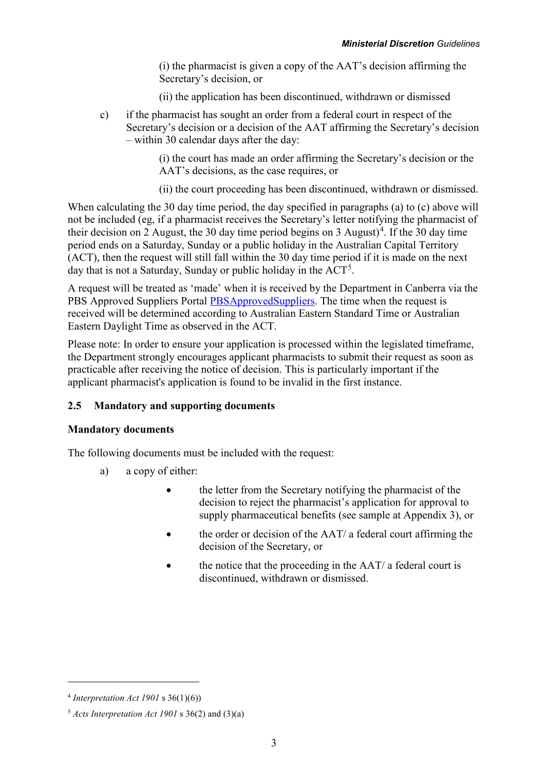(i) the pharmacist is given a copy of the AAT's decision affirming the Secretary's decision, or

(ii) the application has been discontinued, withdrawn or dismissed

c) if the pharmacist has sought an order from a federal court in respect of the Secretary's decision or a decision of the AAT affirming the Secretary's decision – within 30 calendar days after the day:

(i) the court has made an order affirming the Secretary's decision or the AAT's decisions, as the case requires, or

(ii) the court proceeding has been discontinued, withdrawn or dismissed.

When calculating the 30 day time period, the day specified in paragraphs (a) to (c) above will not be included (eg, if a pharmacist receives the Secretary's letter notifying the pharmacist of their decision on 2 August, the 30 day time period begins on 3 August)[4]. If the 30 day time period ends on a Saturday, Sunday or a public holiday in the Australian Capital Territory (ACT), then the request will still fall within the 30 day time period if it is made on the next day that is not a Saturday, Sunday or public holiday in the ACT[5].

A request will be treated as 'made' when it is received by the Department in Canberra via the PBS Approved Suppliers Portal PBSApprovedSuppliers. The time when the request is received will be determined according to Australian Eastern Standard Time or Australian Eastern Daylight Time as observed in the ACT.

Please note: In order to ensure your application is processed within the legislated timeframe, the Department strongly encourages applicant pharmacists to submit their request as soon as practicable after receiving the notice of decision. This is particularly important if the applicant pharmacist's application is found to be invalid in the first instance.

### 2.5 Mandatory and supporting documents

**Mandatory documents**

The following documents must be included with the request:

a) a copy of either:

- the letter from the Secretary notifying the pharmacist of the decision to reject the pharmacist's application for approval to supply pharmaceutical benefits (see sample at Appendix 3), or
- the order or decision of the AAT/ a federal court affirming the decision of the Secretary, or
- the notice that the proceeding in the AAT/ a federal court is discontinued, withdrawn or dismissed.

---

[4] *Interpretation Act 1901* s 36(1)(6))

[5] *Acts Interpretation Act 1901* s 36(2) and (3)(a)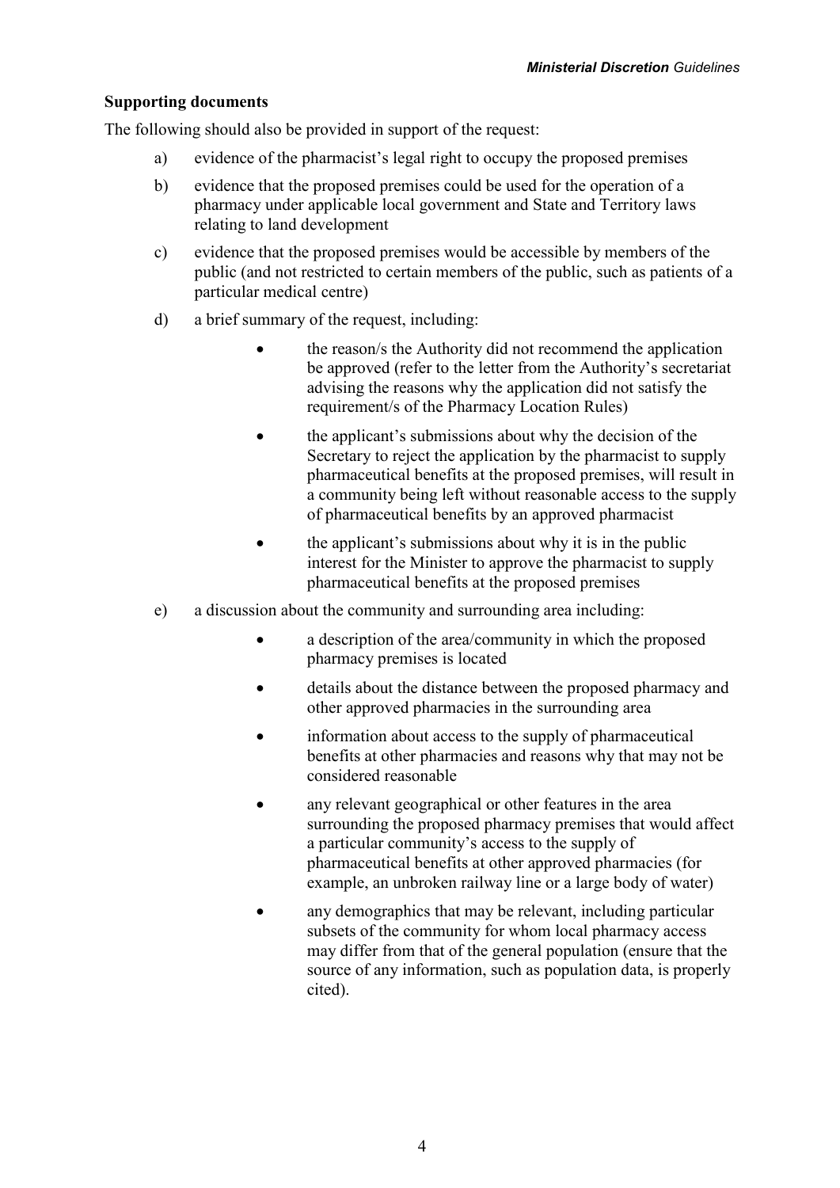**Supporting documents**

The following should also be provided in support of the request:

a) evidence of the pharmacist's legal right to occupy the proposed premises

b) evidence that the proposed premises could be used for the operation of a pharmacy under applicable local government and State and Territory laws relating to land development

c) evidence that the proposed premises would be accessible by members of the public (and not restricted to certain members of the public, such as patients of a particular medical centre)

d) a brief summary of the request, including:

- the reason/s the Authority did not recommend the application be approved (refer to the letter from the Authority's secretariat advising the reasons why the application did not satisfy the requirement/s of the Pharmacy Location Rules)
- the applicant's submissions about why the decision of the Secretary to reject the application by the pharmacist to supply pharmaceutical benefits at the proposed premises, will result in a community being left without reasonable access to the supply of pharmaceutical benefits by an approved pharmacist
- the applicant's submissions about why it is in the public interest for the Minister to approve the pharmacist to supply pharmaceutical benefits at the proposed premises

e) a discussion about the community and surrounding area including:

- a description of the area/community in which the proposed pharmacy premises is located
- details about the distance between the proposed pharmacy and other approved pharmacies in the surrounding area
- information about access to the supply of pharmaceutical benefits at other pharmacies and reasons why that may not be considered reasonable
- any relevant geographical or other features in the area surrounding the proposed pharmacy premises that would affect a particular community's access to the supply of pharmaceutical benefits at other approved pharmacies (for example, an unbroken railway line or a large body of water)
- any demographics that may be relevant, including particular subsets of the community for whom local pharmacy access may differ from that of the general population (ensure that the source of any information, such as population data, is properly cited).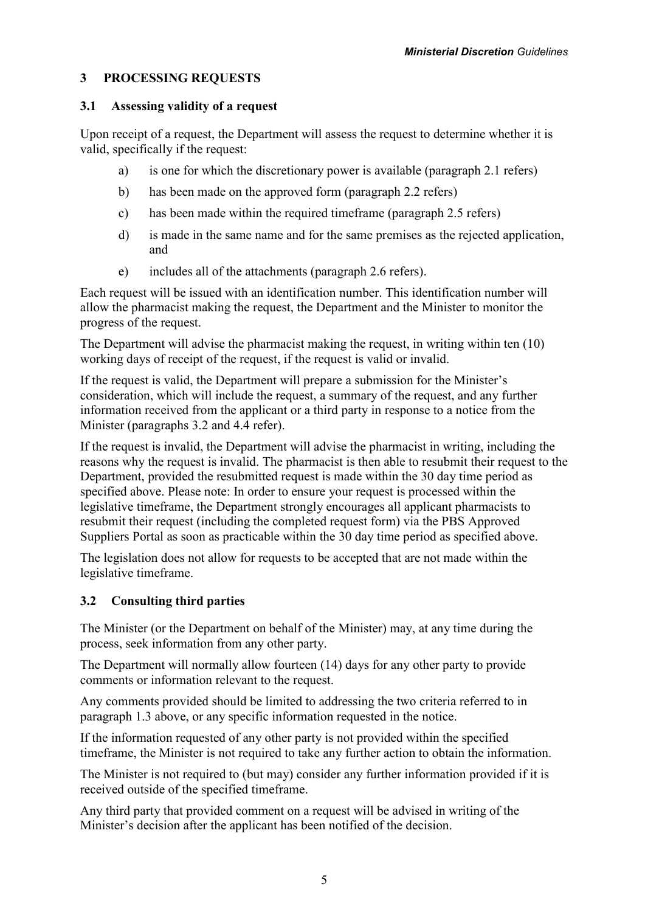## 3 PROCESSING REQUESTS

### 3.1 Assessing validity of a request

Upon receipt of a request, the Department will assess the request to determine whether it is valid, specifically if the request:

a) is one for which the discretionary power is available (paragraph 2.1 refers)

b) has been made on the approved form (paragraph 2.2 refers)

c) has been made within the required timeframe (paragraph 2.5 refers)

d) is made in the same name and for the same premises as the rejected application, and

e) includes all of the attachments (paragraph 2.6 refers).

Each request will be issued with an identification number. This identification number will allow the pharmacist making the request, the Department and the Minister to monitor the progress of the request.

The Department will advise the pharmacist making the request, in writing within ten (10) working days of receipt of the request, if the request is valid or invalid.

If the request is valid, the Department will prepare a submission for the Minister's consideration, which will include the request, a summary of the request, and any further information received from the applicant or a third party in response to a notice from the Minister (paragraphs 3.2 and 4.4 refer).

If the request is invalid, the Department will advise the pharmacist in writing, including the reasons why the request is invalid. The pharmacist is then able to resubmit their request to the Department, provided the resubmitted request is made within the 30 day time period as specified above. Please note: In order to ensure your request is processed within the legislative timeframe, the Department strongly encourages all applicant pharmacists to resubmit their request (including the completed request form) via the PBS Approved Suppliers Portal as soon as practicable within the 30 day time period as specified above.

The legislation does not allow for requests to be accepted that are not made within the legislative timeframe.

### 3.2 Consulting third parties

The Minister (or the Department on behalf of the Minister) may, at any time during the process, seek information from any other party.

The Department will normally allow fourteen (14) days for any other party to provide comments or information relevant to the request.

Any comments provided should be limited to addressing the two criteria referred to in paragraph 1.3 above, or any specific information requested in the notice.

If the information requested of any other party is not provided within the specified timeframe, the Minister is not required to take any further action to obtain the information.

The Minister is not required to (but may) consider any further information provided if it is received outside of the specified timeframe.

Any third party that provided comment on a request will be advised in writing of the Minister's decision after the applicant has been notified of the decision.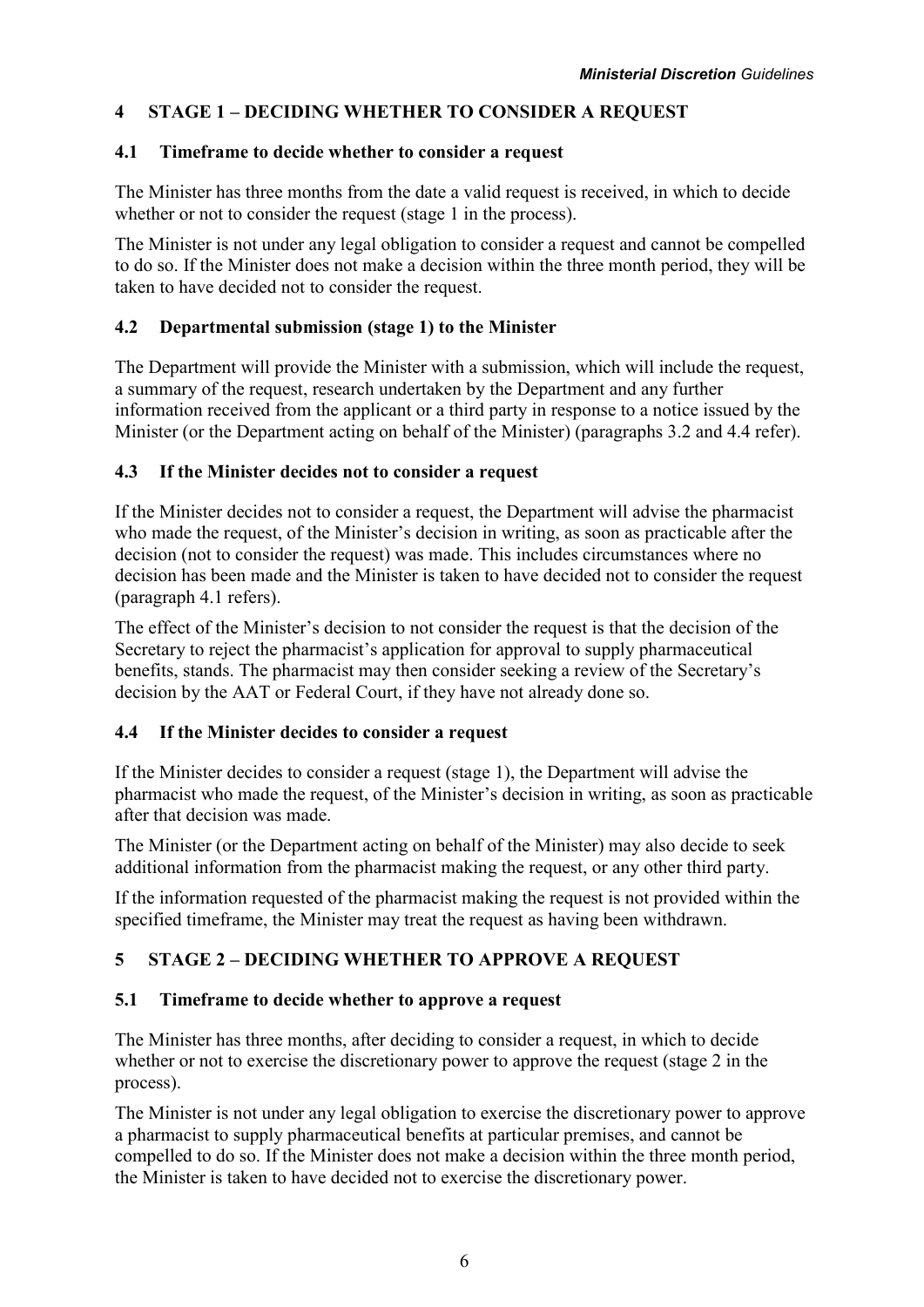## 4 STAGE 1 – DECIDING WHETHER TO CONSIDER A REQUEST

### 4.1 Timeframe to decide whether to consider a request

The Minister has three months from the date a valid request is received, in which to decide whether or not to consider the request (stage 1 in the process).

The Minister is not under any legal obligation to consider a request and cannot be compelled to do so. If the Minister does not make a decision within the three month period, they will be taken to have decided not to consider the request.

### 4.2 Departmental submission (stage 1) to the Minister

The Department will provide the Minister with a submission, which will include the request, a summary of the request, research undertaken by the Department and any further information received from the applicant or a third party in response to a notice issued by the Minister (or the Department acting on behalf of the Minister) (paragraphs 3.2 and 4.4 refer).

### 4.3 If the Minister decides not to consider a request

If the Minister decides not to consider a request, the Department will advise the pharmacist who made the request, of the Minister's decision in writing, as soon as practicable after the decision (not to consider the request) was made. This includes circumstances where no decision has been made and the Minister is taken to have decided not to consider the request (paragraph 4.1 refers).

The effect of the Minister's decision to not consider the request is that the decision of the Secretary to reject the pharmacist's application for approval to supply pharmaceutical benefits, stands. The pharmacist may then consider seeking a review of the Secretary's decision by the AAT or Federal Court, if they have not already done so.

### 4.4 If the Minister decides to consider a request

If the Minister decides to consider a request (stage 1), the Department will advise the pharmacist who made the request, of the Minister's decision in writing, as soon as practicable after that decision was made.

The Minister (or the Department acting on behalf of the Minister) may also decide to seek additional information from the pharmacist making the request, or any other third party.

If the information requested of the pharmacist making the request is not provided within the specified timeframe, the Minister may treat the request as having been withdrawn.

## 5 STAGE 2 – DECIDING WHETHER TO APPROVE A REQUEST

### 5.1 Timeframe to decide whether to approve a request

The Minister has three months, after deciding to consider a request, in which to decide whether or not to exercise the discretionary power to approve the request (stage 2 in the process).

The Minister is not under any legal obligation to exercise the discretionary power to approve a pharmacist to supply pharmaceutical benefits at particular premises, and cannot be compelled to do so. If the Minister does not make a decision within the three month period, the Minister is taken to have decided not to exercise the discretionary power.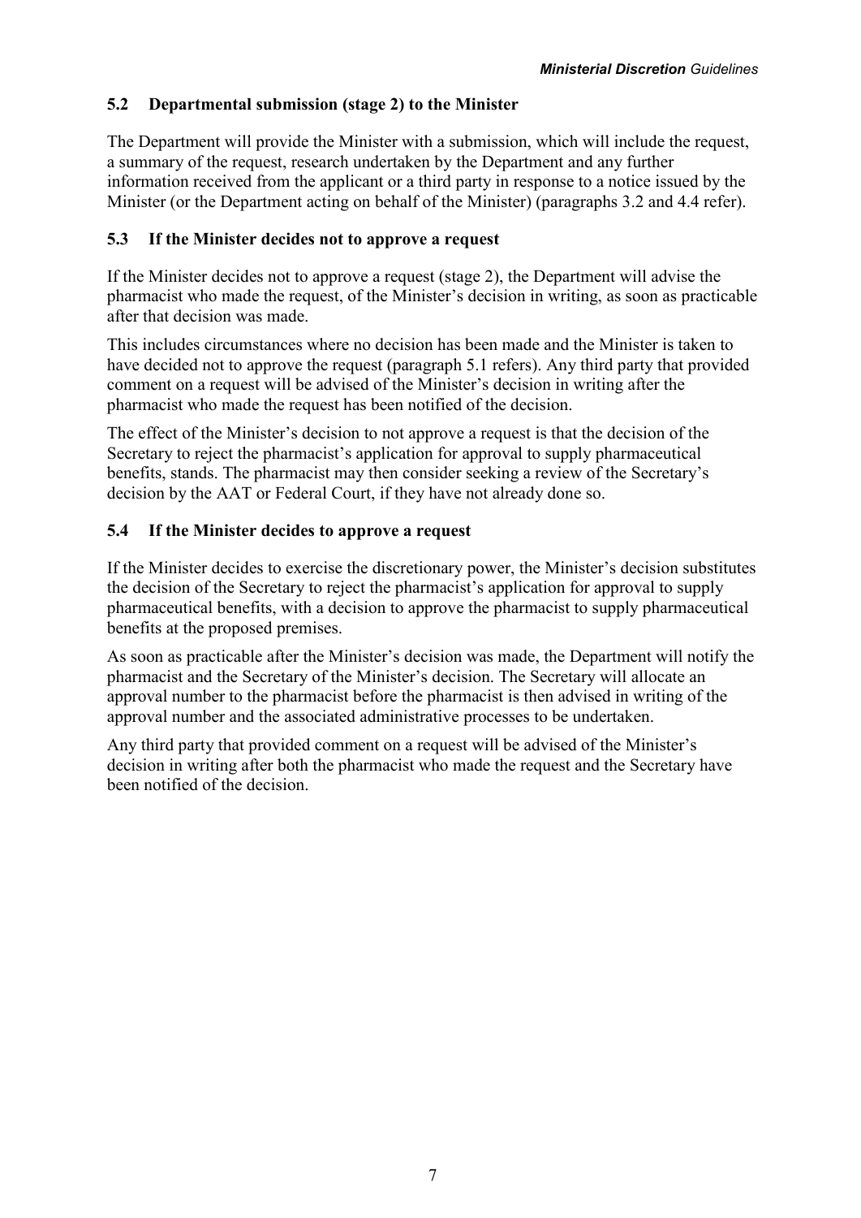### 5.2 Departmental submission (stage 2) to the Minister

The Department will provide the Minister with a submission, which will include the request, a summary of the request, research undertaken by the Department and any further information received from the applicant or a third party in response to a notice issued by the Minister (or the Department acting on behalf of the Minister) (paragraphs 3.2 and 4.4 refer).

### 5.3 If the Minister decides not to approve a request

If the Minister decides not to approve a request (stage 2), the Department will advise the pharmacist who made the request, of the Minister's decision in writing, as soon as practicable after that decision was made.

This includes circumstances where no decision has been made and the Minister is taken to have decided not to approve the request (paragraph 5.1 refers). Any third party that provided comment on a request will be advised of the Minister's decision in writing after the pharmacist who made the request has been notified of the decision.

The effect of the Minister's decision to not approve a request is that the decision of the Secretary to reject the pharmacist's application for approval to supply pharmaceutical benefits, stands. The pharmacist may then consider seeking a review of the Secretary's decision by the AAT or Federal Court, if they have not already done so.

### 5.4 If the Minister decides to approve a request

If the Minister decides to exercise the discretionary power, the Minister's decision substitutes the decision of the Secretary to reject the pharmacist's application for approval to supply pharmaceutical benefits, with a decision to approve the pharmacist to supply pharmaceutical benefits at the proposed premises.

As soon as practicable after the Minister's decision was made, the Department will notify the pharmacist and the Secretary of the Minister's decision. The Secretary will allocate an approval number to the pharmacist before the pharmacist is then advised in writing of the approval number and the associated administrative processes to be undertaken.

Any third party that provided comment on a request will be advised of the Minister's decision in writing after both the pharmacist who made the request and the Secretary have been notified of the decision.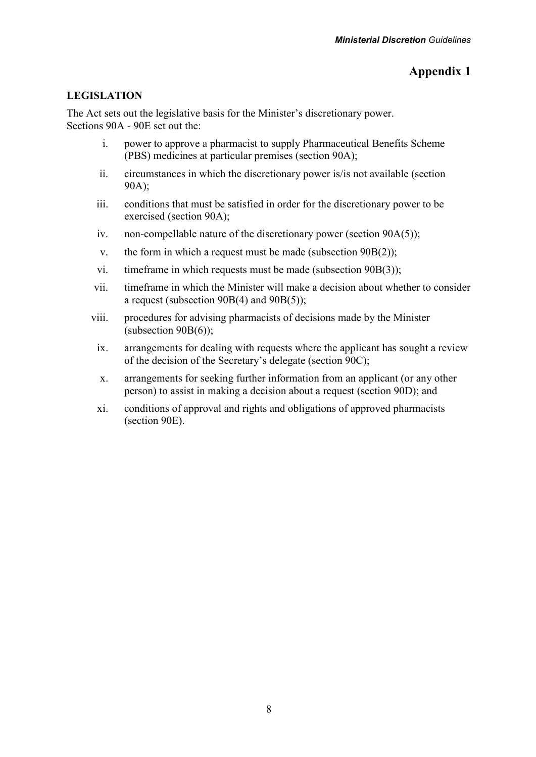# Appendix 1

**LEGISLATION**

The Act sets out the legislative basis for the Minister's discretionary power. Sections 90A - 90E set out the:

i. power to approve a pharmacist to supply Pharmaceutical Benefits Scheme (PBS) medicines at particular premises (section 90A);

ii. circumstances in which the discretionary power is/is not available (section 90A);

iii. conditions that must be satisfied in order for the discretionary power to be exercised (section 90A);

iv. non-compellable nature of the discretionary power (section 90A(5));

v. the form in which a request must be made (subsection 90B(2));

vi. timeframe in which requests must be made (subsection 90B(3));

vii. timeframe in which the Minister will make a decision about whether to consider a request (subsection 90B(4) and 90B(5));

viii. procedures for advising pharmacists of decisions made by the Minister (subsection 90B(6));

ix. arrangements for dealing with requests where the applicant has sought a review of the decision of the Secretary's delegate (section 90C);

x. arrangements for seeking further information from an applicant (or any other person) to assist in making a decision about a request (section 90D); and

xi. conditions of approval and rights and obligations of approved pharmacists (section 90E).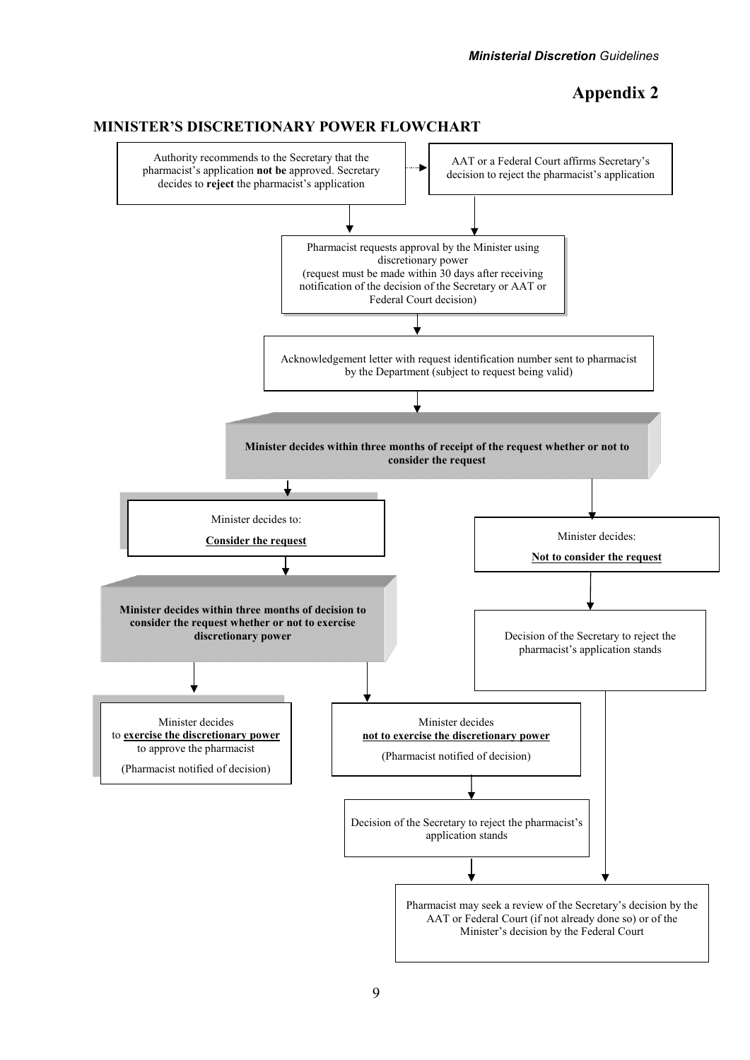# Appendix 2

## MINISTER'S DISCRETIONARY POWER FLOWCHART

Authority recommends to the Secretary that the pharmacist's application **not be** approved. Secretary decides to **reject** the pharmacist's application

AAT or a Federal Court affirms Secretary's decision to reject the pharmacist's application

Pharmacist requests approval by the Minister using discretionary power (request must be made within 30 days after receiving notification of the decision of the Secretary or AAT or Federal Court decision)

Acknowledgement letter with request identification number sent to pharmacist by the Department (subject to request being valid)

**Minister decides within three months of receipt of the request whether or not to consider the request**

Minister decides to: **Consider the request**

Minister decides: **Not to consider the request**

**Minister decides within three months of decision to consider the request whether or not to exercise discretionary power**

Decision of the Secretary to reject the pharmacist's application stands

Minister decides to **exercise the discretionary power** to approve the pharmacist

(Pharmacist notified of decision)

Minister decides **not to exercise the discretionary power**

(Pharmacist notified of decision)

Decision of the Secretary to reject the pharmacist's application stands

Pharmacist may seek a review of the Secretary's decision by the AAT or Federal Court (if not already done so) or of the Minister's decision by the Federal Court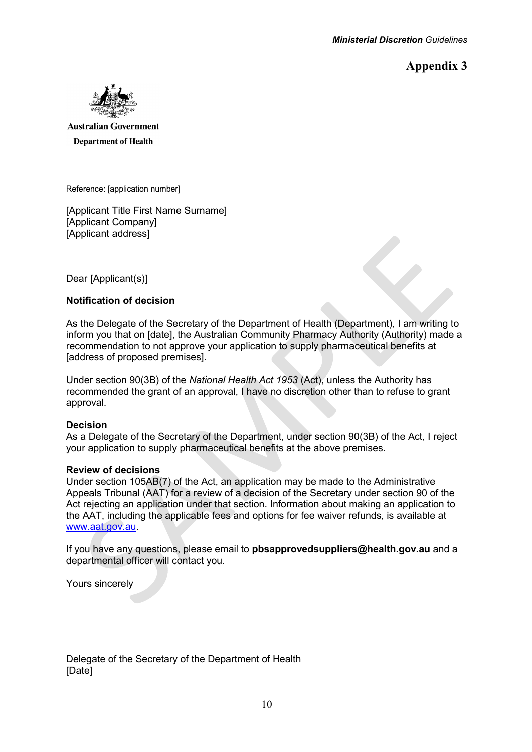# Appendix 3

Australian Government

Department of Health

Reference: [application number]

[Applicant Title First Name Surname]
[Applicant Company]
[Applicant address]

Dear [Applicant(s)]

**Notification of decision**

As the Delegate of the Secretary of the Department of Health (Department), I am writing to inform you that on [date], the Australian Community Pharmacy Authority (Authority) made a recommendation to not approve your application to supply pharmaceutical benefits at [address of proposed premises].

Under section 90(3B) of the *National Health Act 1953* (Act), unless the Authority has recommended the grant of an approval, I have no discretion other than to refuse to grant approval.

**Decision**

As a Delegate of the Secretary of the Department, under section 90(3B) of the Act, I reject your application to supply pharmaceutical benefits at the above premises.

**Review of decisions**

Under section 105AB(7) of the Act, an application may be made to the Administrative Appeals Tribunal (AAT) for a review of a decision of the Secretary under section 90 of the Act rejecting an application under that section. Information about making an application to the AAT, including the applicable fees and options for fee waiver refunds, is available at www.aat.gov.au.

If you have any questions, please email to **pbsapprovedsuppliers@health.gov.au** and a departmental officer will contact you.

Yours sincerely

Delegate of the Secretary of the Department of Health
[Date]